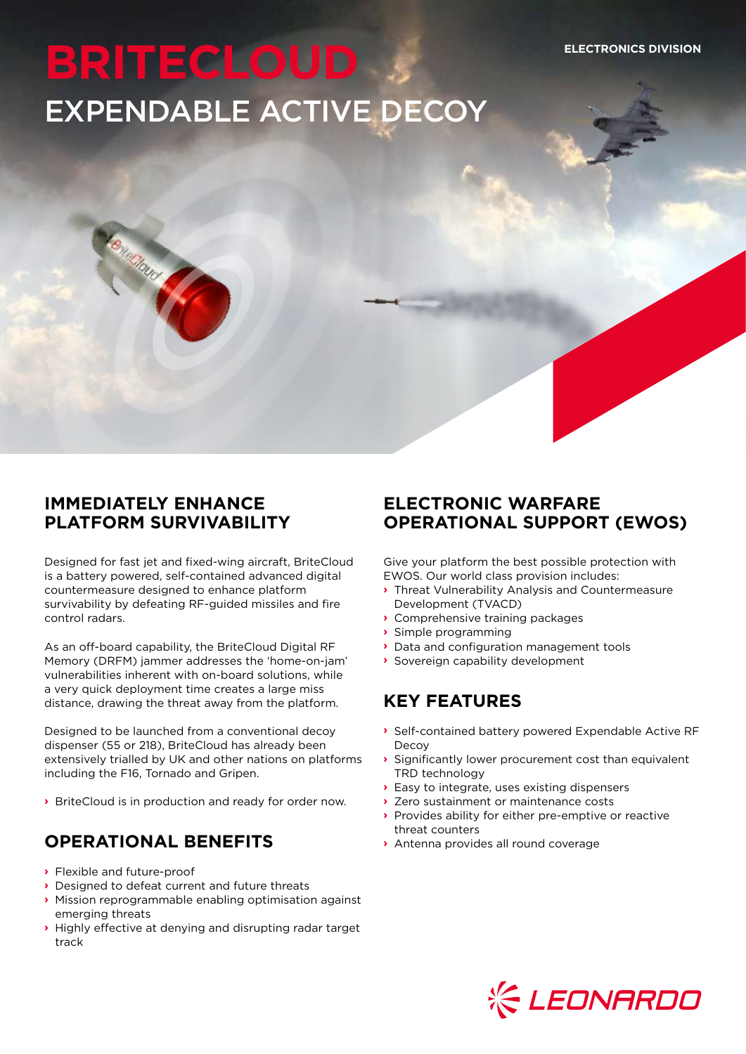ELECTRONICS DIVISION

# BRITECLOUD

## EXPENDABLE ACTIVE DECOY

## IMMEDIATELY ENHANCE PLATFORM SURVIVABILITY

Designed for fast jet and fixed-wing aircraft, BriteCloud is a battery powered, self-contained advanced digital countermeasure designed to enhance platform survivability by defeating RF-guided missiles and fire control radars.

As an off-board capability, the BriteCloud Digital RF Memory (DRFM) jammer addresses the 'home-on-jam' vulnerabilities inherent with on-board solutions, while a very quick deployment time creates a large miss distance, drawing the threat away from the platform.

Designed to be launched from a conventional decoy dispenser (55 or 218), BriteCloud has already been extensively trialled by UK and other nations on platforms including the F16, Tornado and Gripen.

- BriteCloud is in production and ready for order now.

## OPERATIONAL BENEFITS

- Flexible and future-proof
- Designed to defeat current and future threats
- Mission reprogrammable enabling optimisation against emerging threats
- Highly effective at denying and disrupting radar target track

## ELECTRONIC WARFARE OPERATIONAL SUPPORT (EWOS)

Give your platform the best possible protection with EWOS. Our world class provision includes:

- Threat Vulnerability Analysis and Countermeasure Development (TVACD)
- Comprehensive training packages
- Simple programming
- Data and configuration management tools
- Sovereign capability development

## KEY FEATURES

- Self-contained battery powered Expendable Active RF Decoy
- Significantly lower procurement cost than equivalent TRD technology
- Easy to integrate, uses existing dispensers
- Zero sustainment or maintenance costs
- Provides ability for either pre-emptive or reactive threat counters
- Antenna provides all round coverage

LEONARDO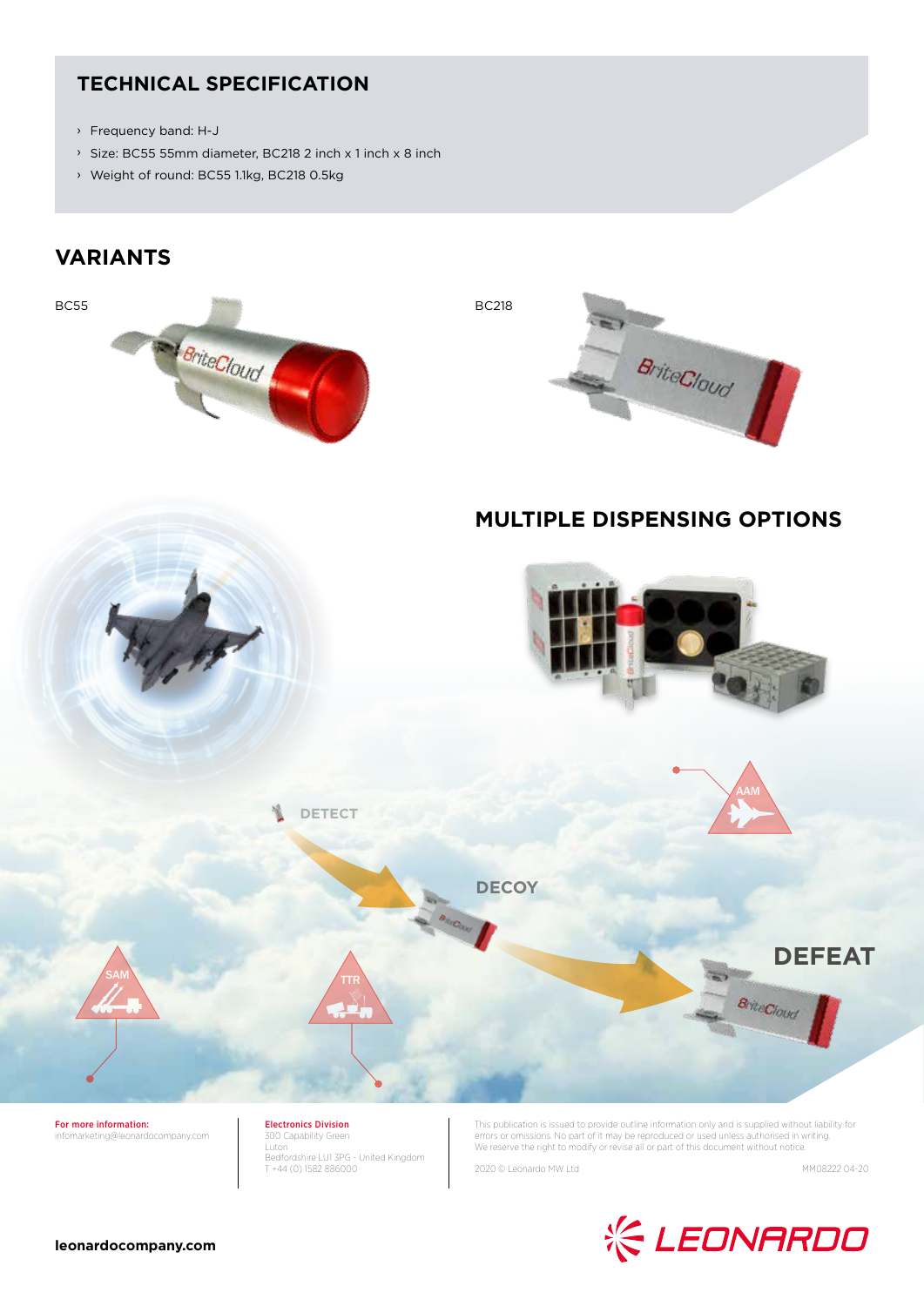## TECHNICAL SPECIFICATION

- Frequency band: H-J
- Size: BC55 55mm diameter, BC218 2 inch x 1 inch x 8 inch
- Weight of round: BC55 1.1kg, BC218 0.5kg

## VARIANTS

BC55

BC218

## MULTIPLE DISPENSING OPTIONS

DETECT

DECOY

DEFEAT

AAM

SAM

TTR

**For more information:**
infomarketing@leonardocompany.com

**Electronics Division**
300 Capability Green
Luton
Bedfordshire LU1 3PG - United Kingdom
T +44 (0) 1582 886000

This publication is issued to provide outline information only and is supplied without liability for errors or omissions. No part of it may be reproduced or used unless authorised in writing. We reserve the right to modify or revise all or part of this document without notice.

2020 © Leonardo MW Ltd

MM08222 04-20

**leonardocompany.com**

LEONARDO